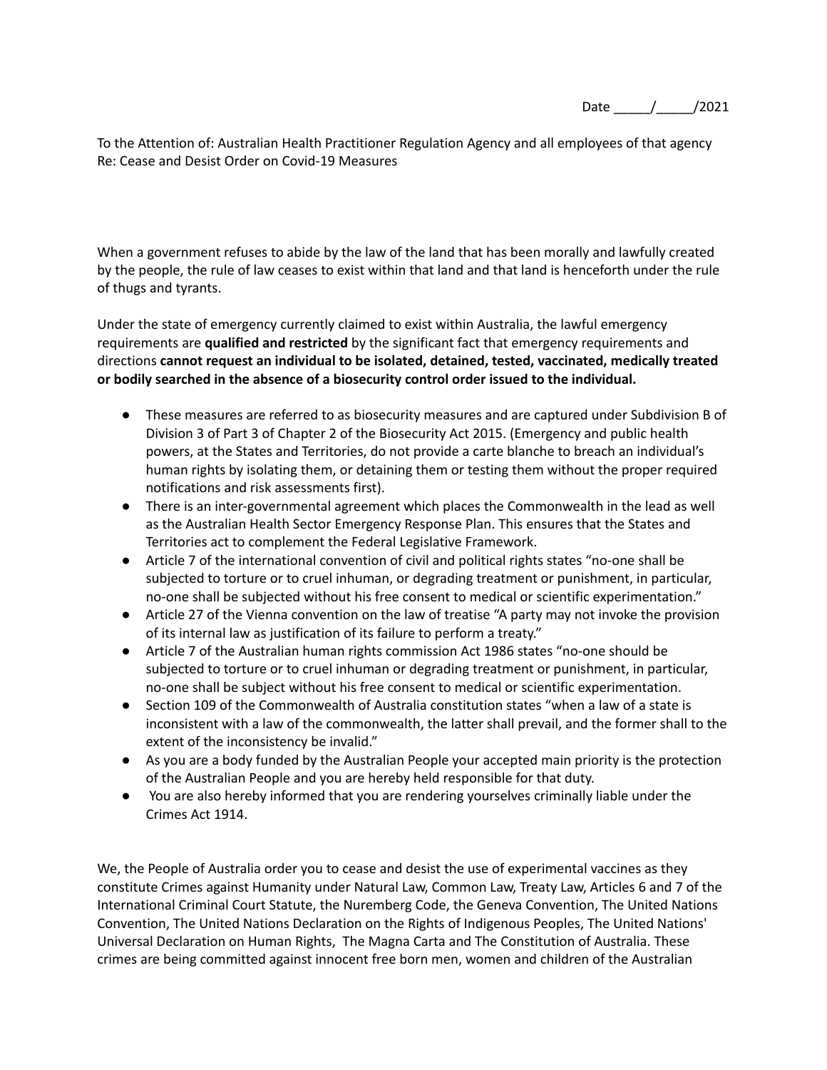Date _____/_____/2021

To the Attention of: Australian Health Practitioner Regulation Agency and all employees of that agency
Re: Cease and Desist Order on Covid-19 Measures

When a government refuses to abide by the law of the land that has been morally and lawfully created by the people, the rule of law ceases to exist within that land and that land is henceforth under the rule of thugs and tyrants.

Under the state of emergency currently claimed to exist within Australia, the lawful emergency requirements are **qualified and restricted** by the significant fact that emergency requirements and directions **cannot request an individual to be isolated, detained, tested, vaccinated, medically treated or bodily searched in the absence of a biosecurity control order issued to the individual.**

- These measures are referred to as biosecurity measures and are captured under Subdivision B of Division 3 of Part 3 of Chapter 2 of the Biosecurity Act 2015. (Emergency and public health powers, at the States and Territories, do not provide a carte blanche to breach an individual's human rights by isolating them, or detaining them or testing them without the proper required notifications and risk assessments first).
- There is an inter-governmental agreement which places the Commonwealth in the lead as well as the Australian Health Sector Emergency Response Plan. This ensures that the States and Territories act to complement the Federal Legislative Framework.
- Article 7 of the international convention of civil and political rights states "no-one shall be subjected to torture or to cruel inhuman, or degrading treatment or punishment, in particular, no-one shall be subjected without his free consent to medical or scientific experimentation."
- Article 27 of the Vienna convention on the law of treatise "A party may not invoke the provision of its internal law as justification of its failure to perform a treaty."
- Article 7 of the Australian human rights commission Act 1986 states "no-one should be subjected to torture or to cruel inhuman or degrading treatment or punishment, in particular, no-one shall be subject without his free consent to medical or scientific experimentation.
- Section 109 of the Commonwealth of Australia constitution states "when a law of a state is inconsistent with a law of the commonwealth, the latter shall prevail, and the former shall to the extent of the inconsistency be invalid."
- As you are a body funded by the Australian People your accepted main priority is the protection of the Australian People and you are hereby held responsible for that duty.
- You are also hereby informed that you are rendering yourselves criminally liable under the Crimes Act 1914.

We, the People of Australia order you to cease and desist the use of experimental vaccines as they constitute Crimes against Humanity under Natural Law, Common Law, Treaty Law, Articles 6 and 7 of the International Criminal Court Statute, the Nuremberg Code, the Geneva Convention, The United Nations Convention, The United Nations Declaration on the Rights of Indigenous Peoples, The United Nations' Universal Declaration on Human Rights, The Magna Carta and The Constitution of Australia. These crimes are being committed against innocent free born men, women and children of the Australian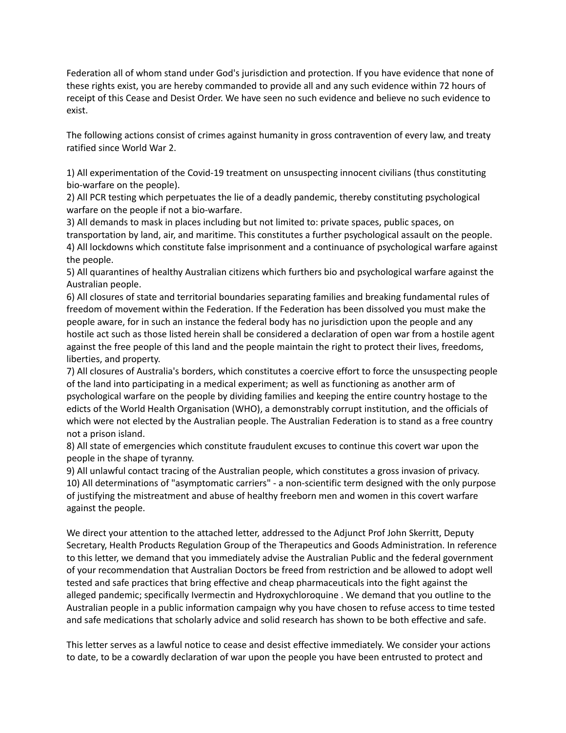Federation all of whom stand under God's jurisdiction and protection. If you have evidence that none of these rights exist, you are hereby commanded to provide all and any such evidence within 72 hours of receipt of this Cease and Desist Order. We have seen no such evidence and believe no such evidence to exist.

The following actions consist of crimes against humanity in gross contravention of every law, and treaty ratified since World War 2.

1) All experimentation of the Covid-19 treatment on unsuspecting innocent civilians (thus constituting bio-warfare on the people).
2) All PCR testing which perpetuates the lie of a deadly pandemic, thereby constituting psychological warfare on the people if not a bio-warfare.
3) All demands to mask in places including but not limited to: private spaces, public spaces, on transportation by land, air, and maritime. This constitutes a further psychological assault on the people.
4) All lockdowns which constitute false imprisonment and a continuance of psychological warfare against the people.
5) All quarantines of healthy Australian citizens which furthers bio and psychological warfare against the Australian people.
6) All closures of state and territorial boundaries separating families and breaking fundamental rules of freedom of movement within the Federation. If the Federation has been dissolved you must make the people aware, for in such an instance the federal body has no jurisdiction upon the people and any hostile act such as those listed herein shall be considered a declaration of open war from a hostile agent against the free people of this land and the people maintain the right to protect their lives, freedoms, liberties, and property.
7) All closures of Australia's borders, which constitutes a coercive effort to force the unsuspecting people of the land into participating in a medical experiment; as well as functioning as another arm of psychological warfare on the people by dividing families and keeping the entire country hostage to the edicts of the World Health Organisation (WHO), a demonstrably corrupt institution, and the officials of which were not elected by the Australian people. The Australian Federation is to stand as a free country not a prison island.
8) All state of emergencies which constitute fraudulent excuses to continue this covert war upon the people in the shape of tyranny.
9) All unlawful contact tracing of the Australian people, which constitutes a gross invasion of privacy.
10) All determinations of "asymptomatic carriers" - a non-scientific term designed with the only purpose of justifying the mistreatment and abuse of healthy freeborn men and women in this covert warfare against the people.

We direct your attention to the attached letter, addressed to the Adjunct Prof John Skerritt, Deputy Secretary, Health Products Regulation Group of the Therapeutics and Goods Administration. In reference to this letter, we demand that you immediately advise the Australian Public and the federal government of your recommendation that Australian Doctors be freed from restriction and be allowed to adopt well tested and safe practices that bring effective and cheap pharmaceuticals into the fight against the alleged pandemic; specifically Ivermectin and Hydroxychloroquine . We demand that you outline to the Australian people in a public information campaign why you have chosen to refuse access to time tested and safe medications that scholarly advice and solid research has shown to be both effective and safe.

This letter serves as a lawful notice to cease and desist effective immediately. We consider your actions to date, to be a cowardly declaration of war upon the people you have been entrusted to protect and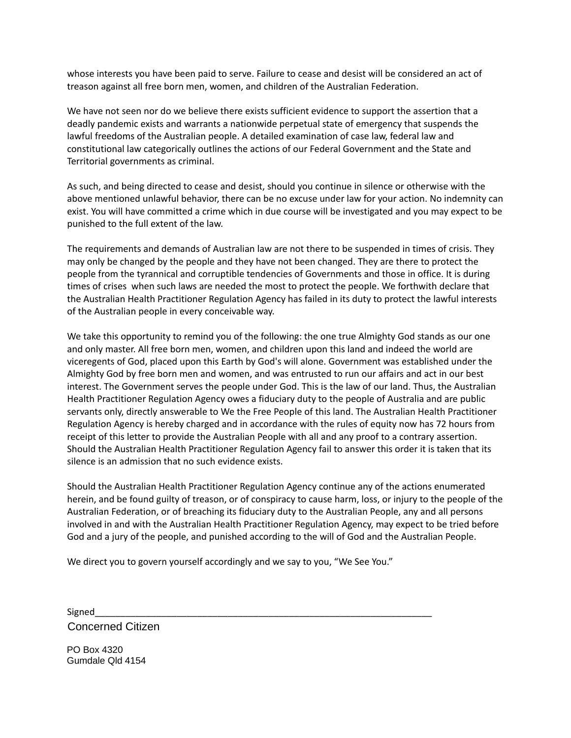whose interests you have been paid to serve. Failure to cease and desist will be considered an act of treason against all free born men, women, and children of the Australian Federation.

We have not seen nor do we believe there exists sufficient evidence to support the assertion that a deadly pandemic exists and warrants a nationwide perpetual state of emergency that suspends the lawful freedoms of the Australian people. A detailed examination of case law, federal law and constitutional law categorically outlines the actions of our Federal Government and the State and Territorial governments as criminal.

As such, and being directed to cease and desist, should you continue in silence or otherwise with the above mentioned unlawful behavior, there can be no excuse under law for your action. No indemnity can exist. You will have committed a crime which in due course will be investigated and you may expect to be punished to the full extent of the law.

The requirements and demands of Australian law are not there to be suspended in times of crisis. They may only be changed by the people and they have not been changed. They are there to protect the people from the tyrannical and corruptible tendencies of Governments and those in office. It is during times of crises when such laws are needed the most to protect the people. We forthwith declare that the Australian Health Practitioner Regulation Agency has failed in its duty to protect the lawful interests of the Australian people in every conceivable way.

We take this opportunity to remind you of the following: the one true Almighty God stands as our one and only master. All free born men, women, and children upon this land and indeed the world are viceregents of God, placed upon this Earth by God's will alone. Government was established under the Almighty God by free born men and women, and was entrusted to run our affairs and act in our best interest. The Government serves the people under God. This is the law of our land. Thus, the Australian Health Practitioner Regulation Agency owes a fiduciary duty to the people of Australia and are public servants only, directly answerable to We the Free People of this land. The Australian Health Practitioner Regulation Agency is hereby charged and in accordance with the rules of equity now has 72 hours from receipt of this letter to provide the Australian People with all and any proof to a contrary assertion. Should the Australian Health Practitioner Regulation Agency fail to answer this order it is taken that its silence is an admission that no such evidence exists.

Should the Australian Health Practitioner Regulation Agency continue any of the actions enumerated herein, and be found guilty of treason, or of conspiracy to cause harm, loss, or injury to the people of the Australian Federation, or of breaching its fiduciary duty to the Australian People, any and all persons involved in and with the Australian Health Practitioner Regulation Agency, may expect to be tried before God and a jury of the people, and punished according to the will of God and the Australian People.

We direct you to govern yourself accordingly and we say to you, "We See You."

Signed_____________________________________________________________________

Concerned Citizen

PO Box 4320
Gumdale Qld 4154